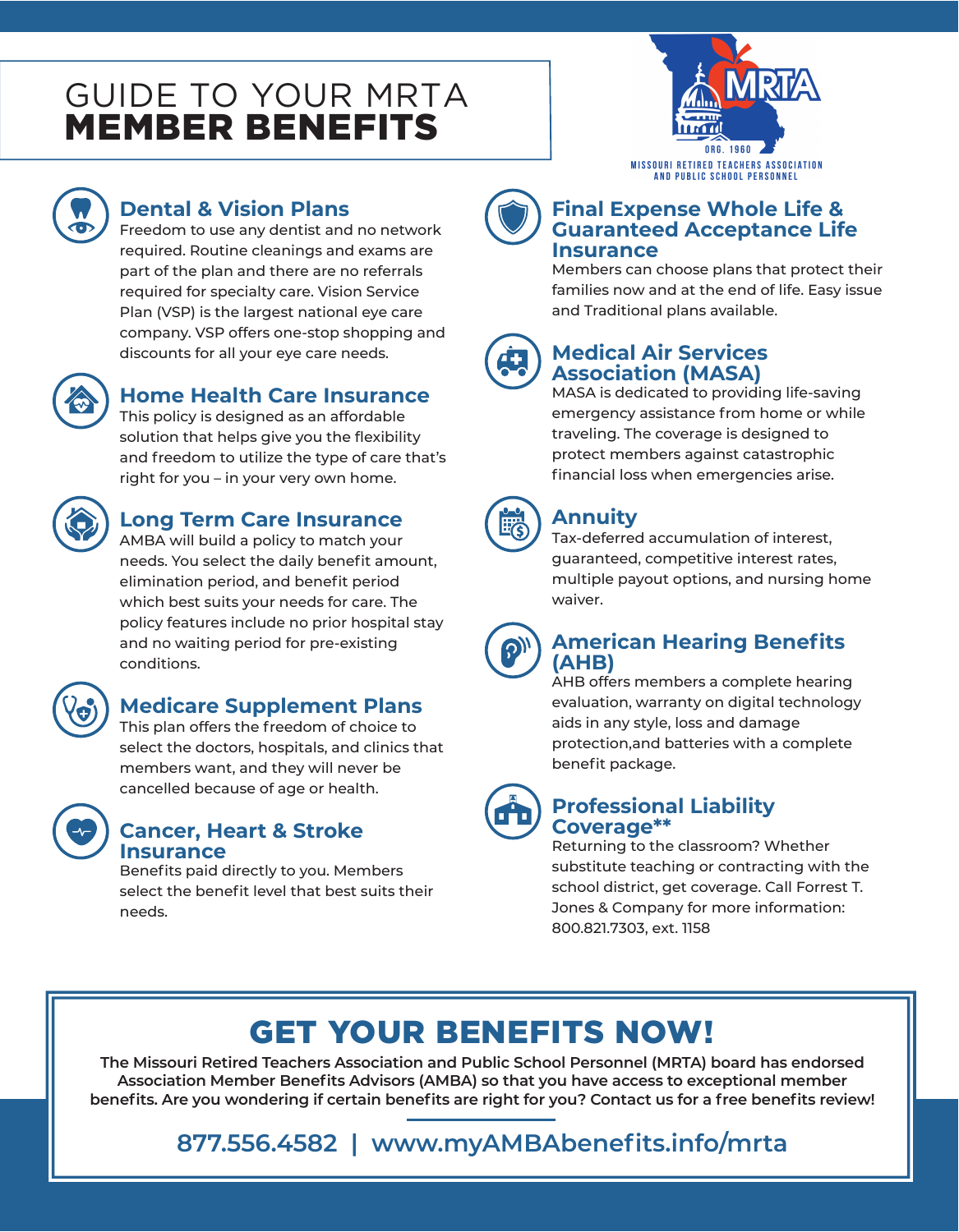# GUIDE TO YOUR MRTA **MEMBER BENEFITS**

MRTA
ORG. 1960
MISSOURI RETIRED TEACHERS ASSOCIATION AND PUBLIC SCHOOL PERSONNEL

## Dental & Vision Plans

Freedom to use any dentist and no network required. Routine cleanings and exams are part of the plan and there are no referrals required for specialty care. Vision Service Plan (VSP) is the largest national eye care company. VSP offers one-stop shopping and discounts for all your eye care needs.

## Home Health Care Insurance

This policy is designed as an affordable solution that helps give you the flexibility and freedom to utilize the type of care that's right for you – in your very own home.

## Long Term Care Insurance

AMBA will build a policy to match your needs. You select the daily benefit amount, elimination period, and benefit period which best suits your needs for care. The policy features include no prior hospital stay and no waiting period for pre-existing conditions.

## Medicare Supplement Plans

This plan offers the freedom of choice to select the doctors, hospitals, and clinics that members want, and they will never be cancelled because of age or health.

## Cancer, Heart & Stroke Insurance

Benefits paid directly to you. Members select the benefit level that best suits their needs.

## Final Expense Whole Life & Guaranteed Acceptance Life Insurance

Members can choose plans that protect their families now and at the end of life. Easy issue and Traditional plans available.

## Medical Air Services Association (MASA)

MASA is dedicated to providing life-saving emergency assistance from home or while traveling. The coverage is designed to protect members against catastrophic financial loss when emergencies arise.

## Annuity

Tax-deferred accumulation of interest, guaranteed, competitive interest rates, multiple payout options, and nursing home waiver.

## American Hearing Benefits (AHB)

AHB offers members a complete hearing evaluation, warranty on digital technology aids in any style, loss and damage protection,and batteries with a complete benefit package.

## Professional Liability Coverage**

Returning to the classroom? Whether substitute teaching or contracting with the school district, get coverage. Call Forrest T. Jones & Company for more information: 800.821.7303, ext. 1158

# GET YOUR BENEFITS NOW!

**The Missouri Retired Teachers Association and Public School Personnel (MRTA) board has endorsed Association Member Benefits Advisors (AMBA) so that you have access to exceptional member benefits. Are you wondering if certain benefits are right for you? Contact us for a free benefits review!**

**877.556.4582 | www.myAMBAbenefits.info/mrta**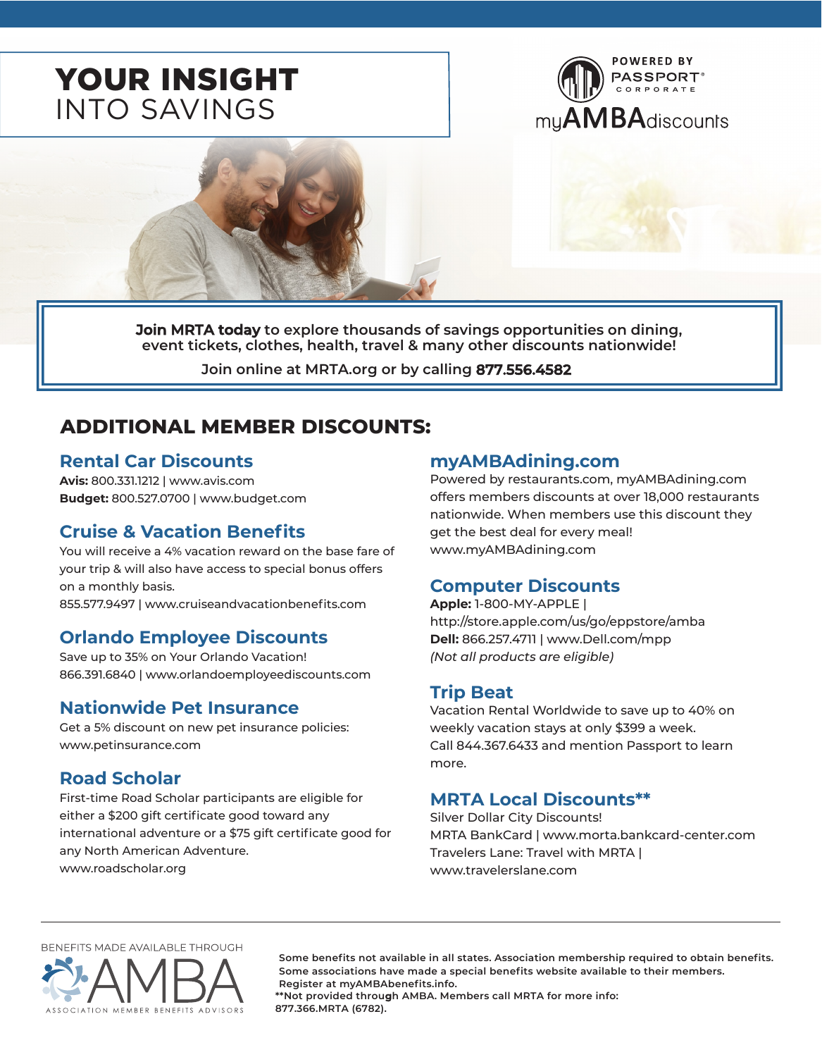# YOUR INSIGHT INTO SAVINGS

POWERED BY PASSPORT® CORPORATE

myAMBAdiscounts

**Join MRTA today** to explore thousands of savings opportunities on dining, event tickets, clothes, health, travel & many other discounts nationwide!

Join online at MRTA.org or by calling **877.556.4582**

## ADDITIONAL MEMBER DISCOUNTS:

### Rental Car Discounts

**Avis:** 800.331.1212 | www.avis.com
**Budget:** 800.527.0700 | www.budget.com

### Cruise & Vacation Benefits

You will receive a 4% vacation reward on the base fare of your trip & will also have access to special bonus offers on a monthly basis.
855.577.9497 | www.cruiseandvacationbenefits.com

### Orlando Employee Discounts

Save up to 35% on Your Orlando Vacation!
866.391.6840 | www.orlandoemployeediscounts.com

### Nationwide Pet Insurance

Get a 5% discount on new pet insurance policies:
www.petinsurance.com

### Road Scholar

First-time Road Scholar participants are eligible for either a $200 gift certificate good toward any international adventure or a $75 gift certificate good for any North American Adventure.
www.roadscholar.org

### myAMBAdining.com

Powered by restaurants.com, myAMBAdining.com offers members discounts at over 18,000 restaurants nationwide. When members use this discount they get the best deal for every meal!
www.myAMBAdining.com

### Computer Discounts

**Apple:** 1-800-MY-APPLE |
http://store.apple.com/us/go/eppstore/amba
**Dell:** 866.257.4711 | www.Dell.com/mpp
*(Not all products are eligible)*

### Trip Beat

Vacation Rental Worldwide to save up to 40% on weekly vacation stays at only $399 a week.
Call 844.367.6433 and mention Passport to learn more.

### MRTA Local Discounts**

Silver Dollar City Discounts!
MRTA BankCard | www.morta.bankcard-center.com
Travelers Lane: Travel with MRTA |
www.travelerslane.com

BENEFITS MADE AVAILABLE THROUGH AMBA ASSOCIATION MEMBER BENEFITS ADVISORS

**Some benefits not available in all states. Association membership required to obtain benefits. Some associations have made a special benefits website available to their members. Register at myAMBAbenefits.info.**
****Not provided through AMBA. Members call MRTA for more info: 877.366.MRTA (6782).**